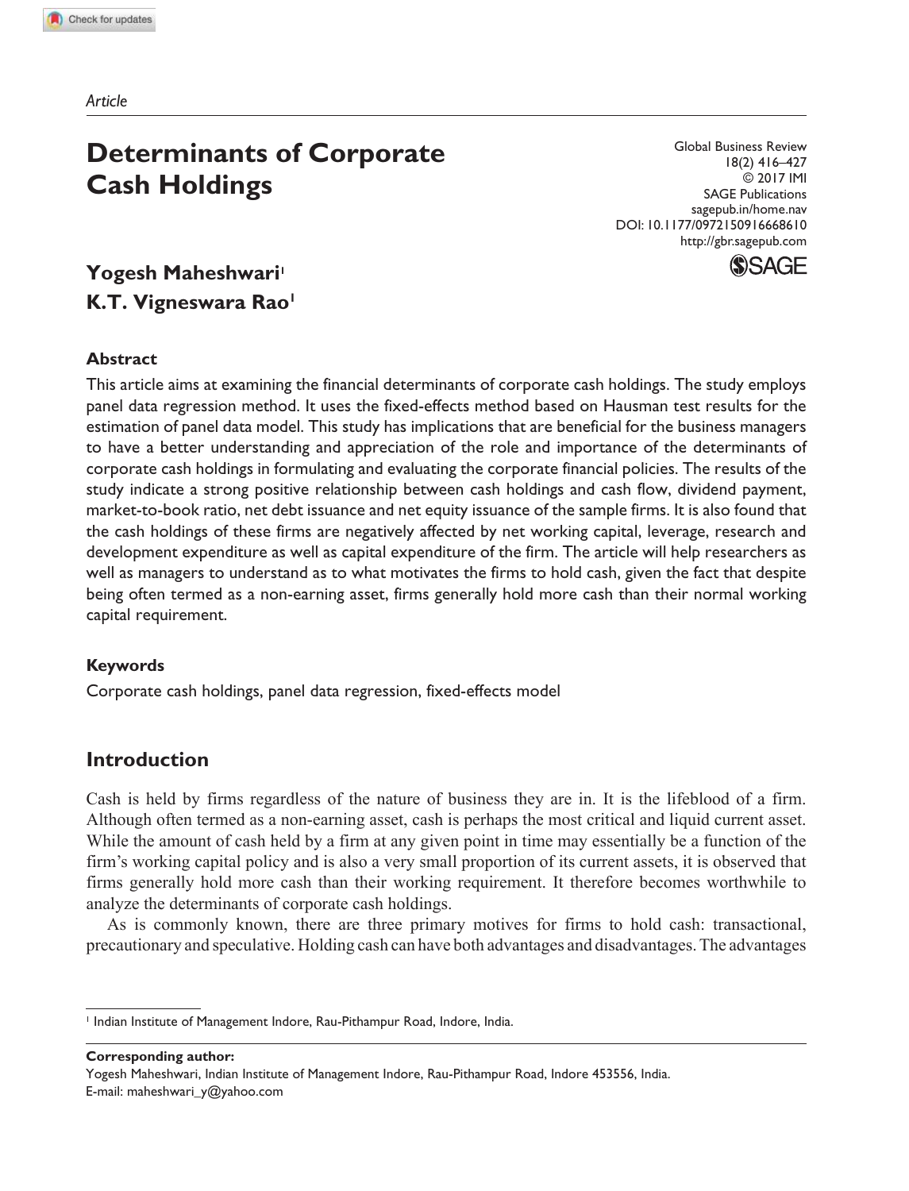*Article*

# Determinants of Corporate Cash Holdings

Global Business Review
18(2) 416–427
© 2017 IMI
SAGE Publications
sagepub.in/home.nav
DOI: 10.1177/0972150916668610
http://gbr.sagepub.com

**Yogesh Maheshwari**[1]
**K.T. Vigneswara Rao**[1]

## Abstract

This article aims at examining the financial determinants of corporate cash holdings. The study employs panel data regression method. It uses the fixed-effects method based on Hausman test results for the estimation of panel data model. This study has implications that are beneficial for the business managers to have a better understanding and appreciation of the role and importance of the determinants of corporate cash holdings in formulating and evaluating the corporate financial policies. The results of the study indicate a strong positive relationship between cash holdings and cash flow, dividend payment, market-to-book ratio, net debt issuance and net equity issuance of the sample firms. It is also found that the cash holdings of these firms are negatively affected by net working capital, leverage, research and development expenditure as well as capital expenditure of the firm. The article will help researchers as well as managers to understand as to what motivates the firms to hold cash, given the fact that despite being often termed as a non-earning asset, firms generally hold more cash than their normal working capital requirement.

### Keywords

Corporate cash holdings, panel data regression, fixed-effects model

## Introduction

Cash is held by firms regardless of the nature of business they are in. It is the lifeblood of a firm. Although often termed as a non-earning asset, cash is perhaps the most critical and liquid current asset. While the amount of cash held by a firm at any given point in time may essentially be a function of the firm's working capital policy and is also a very small proportion of its current assets, it is observed that firms generally hold more cash than their working requirement. It therefore becomes worthwhile to analyze the determinants of corporate cash holdings.

As is commonly known, there are three primary motives for firms to hold cash: transactional, precautionary and speculative. Holding cash can have both advantages and disadvantages. The advantages

---

[1] Indian Institute of Management Indore, Rau-Pithampur Road, Indore, India.

**Corresponding author:**
Yogesh Maheshwari, Indian Institute of Management Indore, Rau-Pithampur Road, Indore 453556, India.
E-mail: maheshwari_y@yahoo.com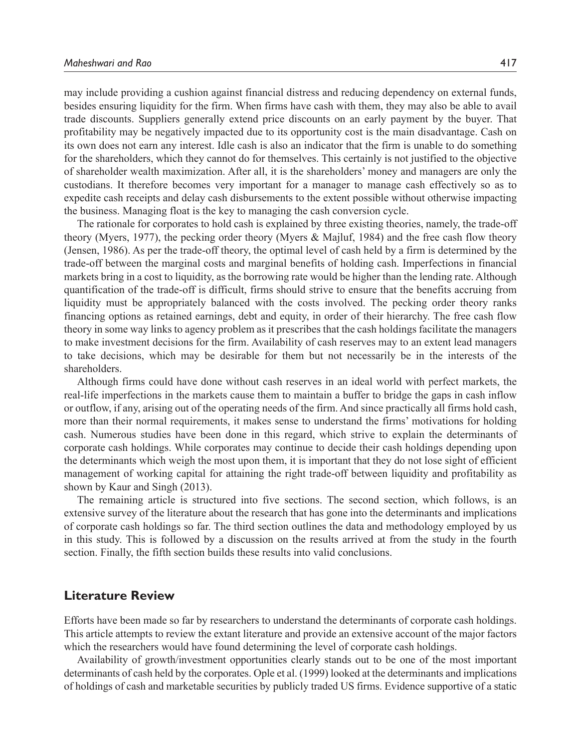may include providing a cushion against financial distress and reducing dependency on external funds, besides ensuring liquidity for the firm. When firms have cash with them, they may also be able to avail trade discounts. Suppliers generally extend price discounts on an early payment by the buyer. That profitability may be negatively impacted due to its opportunity cost is the main disadvantage. Cash on its own does not earn any interest. Idle cash is also an indicator that the firm is unable to do something for the shareholders, which they cannot do for themselves. This certainly is not justified to the objective of shareholder wealth maximization. After all, it is the shareholders' money and managers are only the custodians. It therefore becomes very important for a manager to manage cash effectively so as to expedite cash receipts and delay cash disbursements to the extent possible without otherwise impacting the business. Managing float is the key to managing the cash conversion cycle.

The rationale for corporates to hold cash is explained by three existing theories, namely, the trade-off theory (Myers, 1977), the pecking order theory (Myers & Majluf, 1984) and the free cash flow theory (Jensen, 1986). As per the trade-off theory, the optimal level of cash held by a firm is determined by the trade-off between the marginal costs and marginal benefits of holding cash. Imperfections in financial markets bring in a cost to liquidity, as the borrowing rate would be higher than the lending rate. Although quantification of the trade-off is difficult, firms should strive to ensure that the benefits accruing from liquidity must be appropriately balanced with the costs involved. The pecking order theory ranks financing options as retained earnings, debt and equity, in order of their hierarchy. The free cash flow theory in some way links to agency problem as it prescribes that the cash holdings facilitate the managers to make investment decisions for the firm. Availability of cash reserves may to an extent lead managers to take decisions, which may be desirable for them but not necessarily be in the interests of the shareholders.

Although firms could have done without cash reserves in an ideal world with perfect markets, the real-life imperfections in the markets cause them to maintain a buffer to bridge the gaps in cash inflow or outflow, if any, arising out of the operating needs of the firm. And since practically all firms hold cash, more than their normal requirements, it makes sense to understand the firms' motivations for holding cash. Numerous studies have been done in this regard, which strive to explain the determinants of corporate cash holdings. While corporates may continue to decide their cash holdings depending upon the determinants which weigh the most upon them, it is important that they do not lose sight of efficient management of working capital for attaining the right trade-off between liquidity and profitability as shown by Kaur and Singh (2013).

The remaining article is structured into five sections. The second section, which follows, is an extensive survey of the literature about the research that has gone into the determinants and implications of corporate cash holdings so far. The third section outlines the data and methodology employed by us in this study. This is followed by a discussion on the results arrived at from the study in the fourth section. Finally, the fifth section builds these results into valid conclusions.

## Literature Review

Efforts have been made so far by researchers to understand the determinants of corporate cash holdings. This article attempts to review the extant literature and provide an extensive account of the major factors which the researchers would have found determining the level of corporate cash holdings.

Availability of growth/investment opportunities clearly stands out to be one of the most important determinants of cash held by the corporates. Ople et al. (1999) looked at the determinants and implications of holdings of cash and marketable securities by publicly traded US firms. Evidence supportive of a static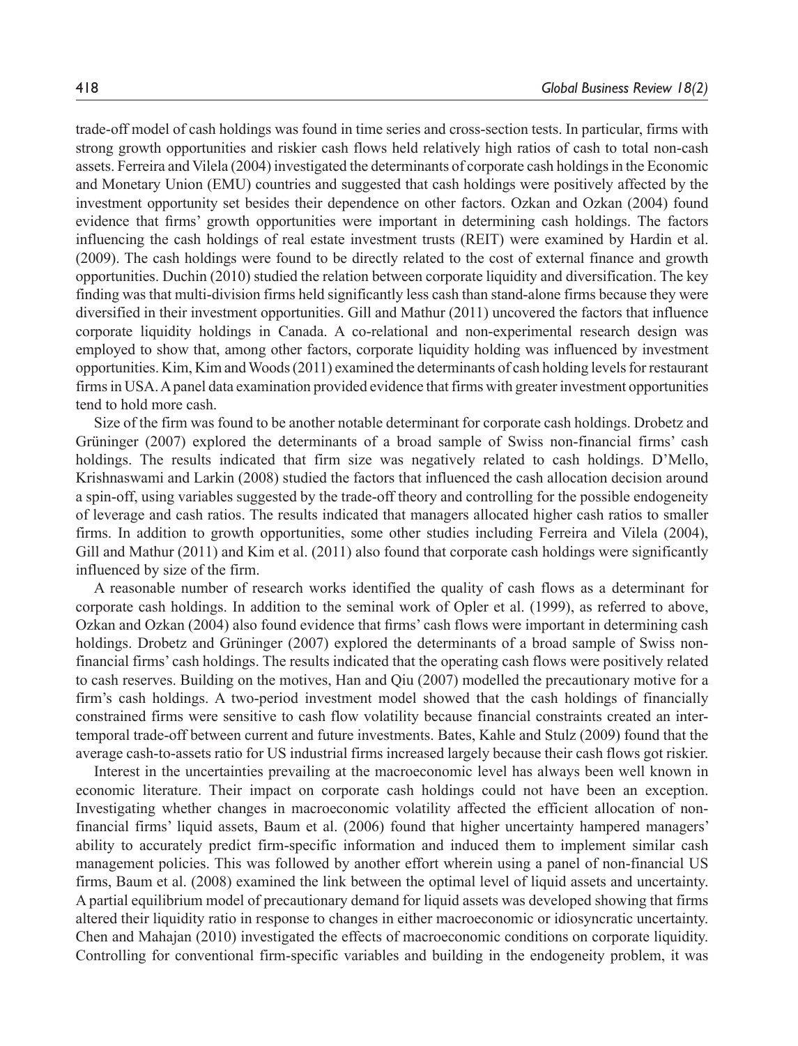trade-off model of cash holdings was found in time series and cross-section tests. In particular, firms with strong growth opportunities and riskier cash flows held relatively high ratios of cash to total non-cash assets. Ferreira and Vilela (2004) investigated the determinants of corporate cash holdings in the Economic and Monetary Union (EMU) countries and suggested that cash holdings were positively affected by the investment opportunity set besides their dependence on other factors. Ozkan and Ozkan (2004) found evidence that firms' growth opportunities were important in determining cash holdings. The factors influencing the cash holdings of real estate investment trusts (REIT) were examined by Hardin et al. (2009). The cash holdings were found to be directly related to the cost of external finance and growth opportunities. Duchin (2010) studied the relation between corporate liquidity and diversification. The key finding was that multi-division firms held significantly less cash than stand-alone firms because they were diversified in their investment opportunities. Gill and Mathur (2011) uncovered the factors that influence corporate liquidity holdings in Canada. A co-relational and non-experimental research design was employed to show that, among other factors, corporate liquidity holding was influenced by investment opportunities. Kim, Kim and Woods (2011) examined the determinants of cash holding levels for restaurant firms in USA. A panel data examination provided evidence that firms with greater investment opportunities tend to hold more cash.

Size of the firm was found to be another notable determinant for corporate cash holdings. Drobetz and Grüninger (2007) explored the determinants of a broad sample of Swiss non-financial firms' cash holdings. The results indicated that firm size was negatively related to cash holdings. D'Mello, Krishnaswami and Larkin (2008) studied the factors that influenced the cash allocation decision around a spin-off, using variables suggested by the trade-off theory and controlling for the possible endogeneity of leverage and cash ratios. The results indicated that managers allocated higher cash ratios to smaller firms. In addition to growth opportunities, some other studies including Ferreira and Vilela (2004), Gill and Mathur (2011) and Kim et al. (2011) also found that corporate cash holdings were significantly influenced by size of the firm.

A reasonable number of research works identified the quality of cash flows as a determinant for corporate cash holdings. In addition to the seminal work of Opler et al. (1999), as referred to above, Ozkan and Ozkan (2004) also found evidence that firms' cash flows were important in determining cash holdings. Drobetz and Grüninger (2007) explored the determinants of a broad sample of Swiss non-financial firms' cash holdings. The results indicated that the operating cash flows were positively related to cash reserves. Building on the motives, Han and Qiu (2007) modelled the precautionary motive for a firm's cash holdings. A two-period investment model showed that the cash holdings of financially constrained firms were sensitive to cash flow volatility because financial constraints created an inter-temporal trade-off between current and future investments. Bates, Kahle and Stulz (2009) found that the average cash-to-assets ratio for US industrial firms increased largely because their cash flows got riskier.

Interest in the uncertainties prevailing at the macroeconomic level has always been well known in economic literature. Their impact on corporate cash holdings could not have been an exception. Investigating whether changes in macroeconomic volatility affected the efficient allocation of non-financial firms' liquid assets, Baum et al. (2006) found that higher uncertainty hampered managers' ability to accurately predict firm-specific information and induced them to implement similar cash management policies. This was followed by another effort wherein using a panel of non-financial US firms, Baum et al. (2008) examined the link between the optimal level of liquid assets and uncertainty. A partial equilibrium model of precautionary demand for liquid assets was developed showing that firms altered their liquidity ratio in response to changes in either macroeconomic or idiosyncratic uncertainty. Chen and Mahajan (2010) investigated the effects of macroeconomic conditions on corporate liquidity. Controlling for conventional firm-specific variables and building in the endogeneity problem, it was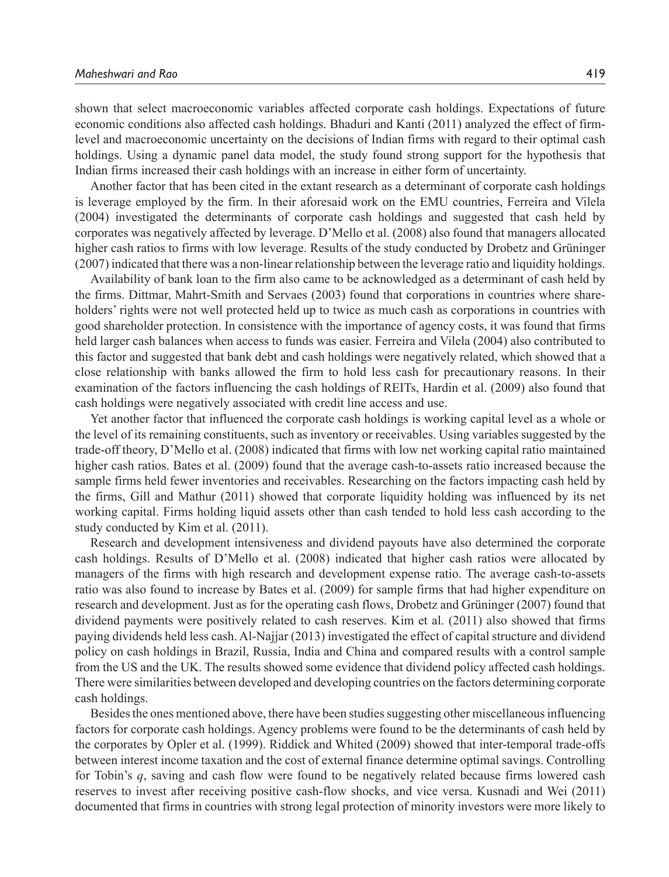shown that select macroeconomic variables affected corporate cash holdings. Expectations of future economic conditions also affected cash holdings. Bhaduri and Kanti (2011) analyzed the effect of firm-level and macroeconomic uncertainty on the decisions of Indian firms with regard to their optimal cash holdings. Using a dynamic panel data model, the study found strong support for the hypothesis that Indian firms increased their cash holdings with an increase in either form of uncertainty.

Another factor that has been cited in the extant research as a determinant of corporate cash holdings is leverage employed by the firm. In their aforesaid work on the EMU countries, Ferreira and Vilela (2004) investigated the determinants of corporate cash holdings and suggested that cash held by corporates was negatively affected by leverage. D'Mello et al. (2008) also found that managers allocated higher cash ratios to firms with low leverage. Results of the study conducted by Drobetz and Grüninger (2007) indicated that there was a non-linear relationship between the leverage ratio and liquidity holdings.

Availability of bank loan to the firm also came to be acknowledged as a determinant of cash held by the firms. Dittmar, Mahrt-Smith and Servaes (2003) found that corporations in countries where shareholders' rights were not well protected held up to twice as much cash as corporations in countries with good shareholder protection. In consistence with the importance of agency costs, it was found that firms held larger cash balances when access to funds was easier. Ferreira and Vilela (2004) also contributed to this factor and suggested that bank debt and cash holdings were negatively related, which showed that a close relationship with banks allowed the firm to hold less cash for precautionary reasons. In their examination of the factors influencing the cash holdings of REITs, Hardin et al. (2009) also found that cash holdings were negatively associated with credit line access and use.

Yet another factor that influenced the corporate cash holdings is working capital level as a whole or the level of its remaining constituents, such as inventory or receivables. Using variables suggested by the trade-off theory, D'Mello et al. (2008) indicated that firms with low net working capital ratio maintained higher cash ratios. Bates et al. (2009) found that the average cash-to-assets ratio increased because the sample firms held fewer inventories and receivables. Researching on the factors impacting cash held by the firms, Gill and Mathur (2011) showed that corporate liquidity holding was influenced by its net working capital. Firms holding liquid assets other than cash tended to hold less cash according to the study conducted by Kim et al. (2011).

Research and development intensiveness and dividend payouts have also determined the corporate cash holdings. Results of D'Mello et al. (2008) indicated that higher cash ratios were allocated by managers of the firms with high research and development expense ratio. The average cash-to-assets ratio was also found to increase by Bates et al. (2009) for sample firms that had higher expenditure on research and development. Just as for the operating cash flows, Drobetz and Grüninger (2007) found that dividend payments were positively related to cash reserves. Kim et al. (2011) also showed that firms paying dividends held less cash. Al-Najjar (2013) investigated the effect of capital structure and dividend policy on cash holdings in Brazil, Russia, India and China and compared results with a control sample from the US and the UK. The results showed some evidence that dividend policy affected cash holdings. There were similarities between developed and developing countries on the factors determining corporate cash holdings.

Besides the ones mentioned above, there have been studies suggesting other miscellaneous influencing factors for corporate cash holdings. Agency problems were found to be the determinants of cash held by the corporates by Opler et al. (1999). Riddick and Whited (2009) showed that inter-temporal trade-offs between interest income taxation and the cost of external finance determine optimal savings. Controlling for Tobin's $q$, saving and cash flow were found to be negatively related because firms lowered cash reserves to invest after receiving positive cash-flow shocks, and vice versa. Kusnadi and Wei (2011) documented that firms in countries with strong legal protection of minority investors were more likely to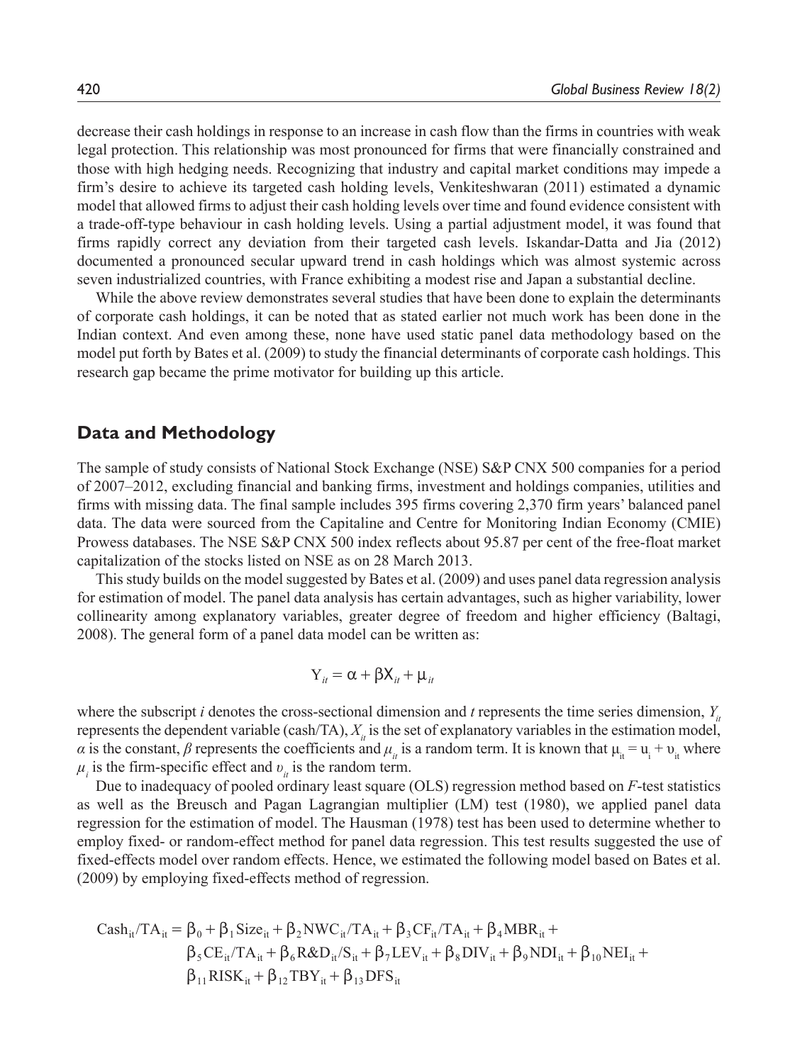decrease their cash holdings in response to an increase in cash flow than the firms in countries with weak legal protection. This relationship was most pronounced for firms that were financially constrained and those with high hedging needs. Recognizing that industry and capital market conditions may impede a firm's desire to achieve its targeted cash holding levels, Venkiteshwaran (2011) estimated a dynamic model that allowed firms to adjust their cash holding levels over time and found evidence consistent with a trade-off-type behaviour in cash holding levels. Using a partial adjustment model, it was found that firms rapidly correct any deviation from their targeted cash levels. Iskandar-Datta and Jia (2012) documented a pronounced secular upward trend in cash holdings which was almost systemic across seven industrialized countries, with France exhibiting a modest rise and Japan a substantial decline.

While the above review demonstrates several studies that have been done to explain the determinants of corporate cash holdings, it can be noted that as stated earlier not much work has been done in the Indian context. And even among these, none have used static panel data methodology based on the model put forth by Bates et al. (2009) to study the financial determinants of corporate cash holdings. This research gap became the prime motivator for building up this article.

## Data and Methodology

The sample of study consists of National Stock Exchange (NSE) S&P CNX 500 companies for a period of 2007–2012, excluding financial and banking firms, investment and holdings companies, utilities and firms with missing data. The final sample includes 395 firms covering 2,370 firm years' balanced panel data. The data were sourced from the Capitaline and Centre for Monitoring Indian Economy (CMIE) Prowess databases. The NSE S&P CNX 500 index reflects about 95.87 per cent of the free-float market capitalization of the stocks listed on NSE as on 28 March 2013.

This study builds on the model suggested by Bates et al. (2009) and uses panel data regression analysis for estimation of model. The panel data analysis has certain advantages, such as higher variability, lower collinearity among explanatory variables, greater degree of freedom and higher efficiency (Baltagi, 2008). The general form of a panel data model can be written as:

$$Y_{it} = \alpha + \beta X_{it} + \mu_{it}$$

where the subscript *i* denotes the cross-sectional dimension and *t* represents the time series dimension, $Y_{it}$ represents the dependent variable (cash/TA), $X_{it}$ is the set of explanatory variables in the estimation model, $\alpha$ is the constant, $\beta$ represents the coefficients and $\mu_{it}$ is a random term. It is known that $\mu_{it} = u_i + \upsilon_{it}$ where $\mu_i$ is the firm-specific effect and $\upsilon_{it}$ is the random term.

Due to inadequacy of pooled ordinary least square (OLS) regression method based on *F*-test statistics as well as the Breusch and Pagan Lagrangian multiplier (LM) test (1980), we applied panel data regression for the estimation of model. The Hausman (1978) test has been used to determine whether to employ fixed- or random-effect method for panel data regression. This test results suggested the use of fixed-effects model over random effects. Hence, we estimated the following model based on Bates et al. (2009) by employing fixed-effects method of regression.

$$\begin{aligned}
\text{Cash}_{it}/\text{TA}_{it} = {} & \beta_0 + \beta_1 \text{Size}_{it} + \beta_2 \text{NWC}_{it}/\text{TA}_{it} + \beta_3 \text{CF}_{it}/\text{TA}_{it} + \beta_4 \text{MBR}_{it} + \\
& \beta_5 \text{CE}_{it}/\text{TA}_{it} + \beta_6 \text{R\&D}_{it}/\text{S}_{it} + \beta_7 \text{LEV}_{it} + \beta_8 \text{DIV}_{it} + \beta_9 \text{NDI}_{it} + \beta_{10} \text{NEI}_{it} + \\
& \beta_{11} \text{RISK}_{it} + \beta_{12} \text{TBY}_{it} + \beta_{13} \text{DFS}_{it}
\end{aligned}$$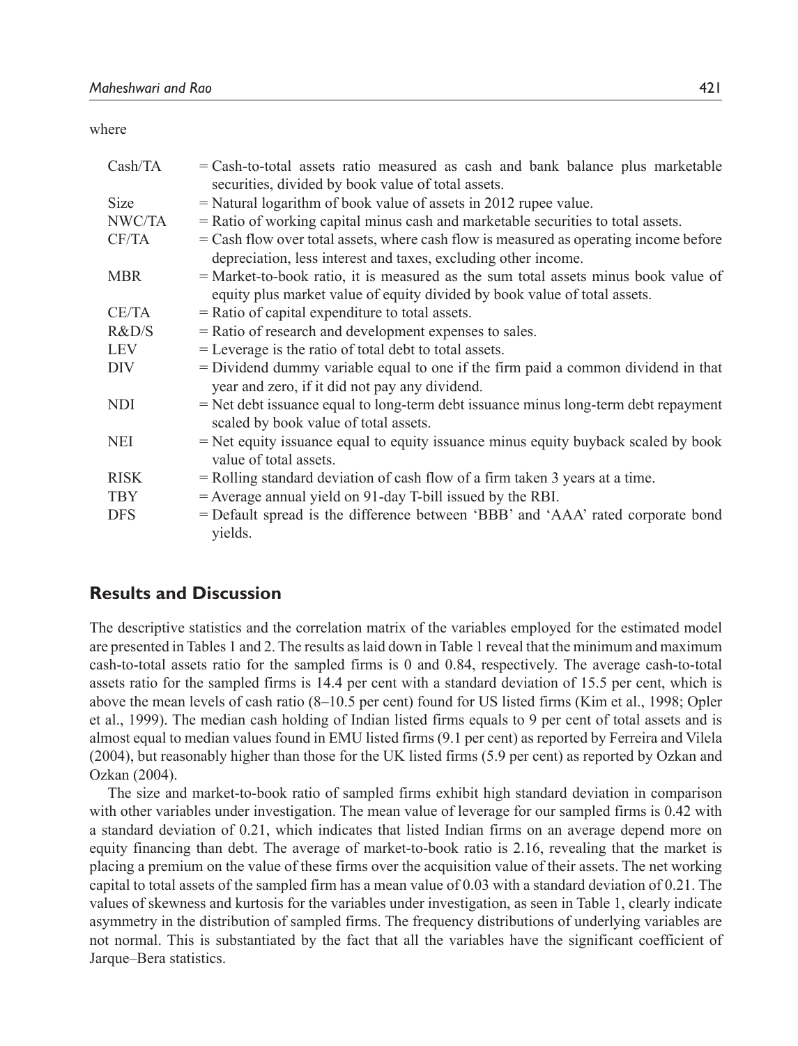where

| | |
|---|---|
| Cash/TA | = Cash-to-total assets ratio measured as cash and bank balance plus marketable securities, divided by book value of total assets. |
| Size | = Natural logarithm of book value of assets in 2012 rupee value. |
| NWC/TA | = Ratio of working capital minus cash and marketable securities to total assets. |
| CF/TA | = Cash flow over total assets, where cash flow is measured as operating income before depreciation, less interest and taxes, excluding other income. |
| MBR | = Market-to-book ratio, it is measured as the sum total assets minus book value of equity plus market value of equity divided by book value of total assets. |
| CE/TA | = Ratio of capital expenditure to total assets. |
| R&D/S | = Ratio of research and development expenses to sales. |
| LEV | = Leverage is the ratio of total debt to total assets. |
| DIV | = Dividend dummy variable equal to one if the firm paid a common dividend in that year and zero, if it did not pay any dividend. |
| NDI | = Net debt issuance equal to long-term debt issuance minus long-term debt repayment scaled by book value of total assets. |
| NEI | = Net equity issuance equal to equity issuance minus equity buyback scaled by book value of total assets. |
| RISK | = Rolling standard deviation of cash flow of a firm taken 3 years at a time. |
| TBY | = Average annual yield on 91-day T-bill issued by the RBI. |
| DFS | = Default spread is the difference between 'BBB' and 'AAA' rated corporate bond yields. |

## Results and Discussion

The descriptive statistics and the correlation matrix of the variables employed for the estimated model are presented in Tables 1 and 2. The results as laid down in Table 1 reveal that the minimum and maximum cash-to-total assets ratio for the sampled firms is 0 and 0.84, respectively. The average cash-to-total assets ratio for the sampled firms is 14.4 per cent with a standard deviation of 15.5 per cent, which is above the mean levels of cash ratio (8–10.5 per cent) found for US listed firms (Kim et al., 1998; Opler et al., 1999). The median cash holding of Indian listed firms equals to 9 per cent of total assets and is almost equal to median values found in EMU listed firms (9.1 per cent) as reported by Ferreira and Vilela (2004), but reasonably higher than those for the UK listed firms (5.9 per cent) as reported by Ozkan and Ozkan (2004).

The size and market-to-book ratio of sampled firms exhibit high standard deviation in comparison with other variables under investigation. The mean value of leverage for our sampled firms is 0.42 with a standard deviation of 0.21, which indicates that listed Indian firms on an average depend more on equity financing than debt. The average of market-to-book ratio is 2.16, revealing that the market is placing a premium on the value of these firms over the acquisition value of their assets. The net working capital to total assets of the sampled firm has a mean value of 0.03 with a standard deviation of 0.21. The values of skewness and kurtosis for the variables under investigation, as seen in Table 1, clearly indicate asymmetry in the distribution of sampled firms. The frequency distributions of underlying variables are not normal. This is substantiated by the fact that all the variables have the significant coefficient of Jarque–Bera statistics.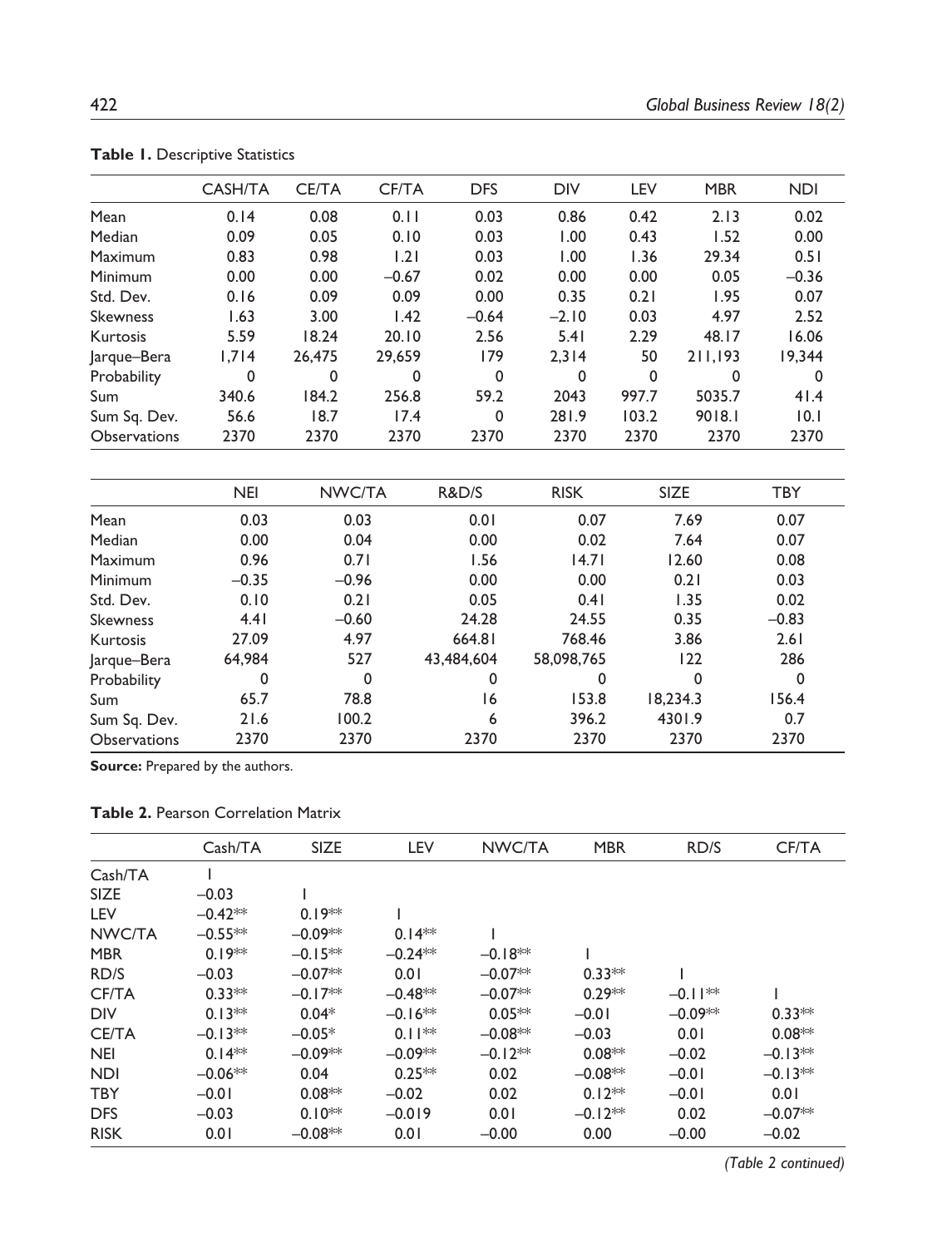**Table 1.** Descriptive Statistics

| | CASH/TA | CE/TA | CF/TA | DFS | DIV | LEV | MBR | NDI |
|---|---|---|---|---|---|---|---|---|
| Mean | 0.14 | 0.08 | 0.11 | 0.03 | 0.86 | 0.42 | 2.13 | 0.02 |
| Median | 0.09 | 0.05 | 0.10 | 0.03 | 1.00 | 0.43 | 1.52 | 0.00 |
| Maximum | 0.83 | 0.98 | 1.21 | 0.03 | 1.00 | 1.36 | 29.34 | 0.51 |
| Minimum | 0.00 | 0.00 | −0.67 | 0.02 | 0.00 | 0.00 | 0.05 | −0.36 |
| Std. Dev. | 0.16 | 0.09 | 0.09 | 0.00 | 0.35 | 0.21 | 1.95 | 0.07 |
| Skewness | 1.63 | 3.00 | 1.42 | −0.64 | −2.10 | 0.03 | 4.97 | 2.52 |
| Kurtosis | 5.59 | 18.24 | 20.10 | 2.56 | 5.41 | 2.29 | 48.17 | 16.06 |
| Jarque–Bera | 1,714 | 26,475 | 29,659 | 179 | 2,314 | 50 | 211,193 | 19,344 |
| Probability | 0 | 0 | 0 | 0 | 0 | 0 | 0 | 0 |
| Sum | 340.6 | 184.2 | 256.8 | 59.2 | 2043 | 997.7 | 5035.7 | 41.4 |
| Sum Sq. Dev. | 56.6 | 18.7 | 17.4 | 0 | 281.9 | 103.2 | 9018.1 | 10.1 |
| Observations | 2370 | 2370 | 2370 | 2370 | 2370 | 2370 | 2370 | 2370 |

| | NEI | NWC/TA | R&D/S | RISK | SIZE | TBY |
|---|---|---|---|---|---|---|
| Mean | 0.03 | 0.03 | 0.01 | 0.07 | 7.69 | 0.07 |
| Median | 0.00 | 0.04 | 0.00 | 0.02 | 7.64 | 0.07 |
| Maximum | 0.96 | 0.71 | 1.56 | 14.71 | 12.60 | 0.08 |
| Minimum | −0.35 | −0.96 | 0.00 | 0.00 | 0.21 | 0.03 |
| Std. Dev. | 0.10 | 0.21 | 0.05 | 0.41 | 1.35 | 0.02 |
| Skewness | 4.41 | −0.60 | 24.28 | 24.55 | 0.35 | −0.83 |
| Kurtosis | 27.09 | 4.97 | 664.81 | 768.46 | 3.86 | 2.61 |
| Jarque–Bera | 64,984 | 527 | 43,484,604 | 58,098,765 | 122 | 286 |
| Probability | 0 | 0 | 0 | 0 | 0 | 0 |
| Sum | 65.7 | 78.8 | 16 | 153.8 | 18,234.3 | 156.4 |
| Sum Sq. Dev. | 21.6 | 100.2 | 6 | 396.2 | 4301.9 | 0.7 |
| Observations | 2370 | 2370 | 2370 | 2370 | 2370 | 2370 |

**Source:** Prepared by the authors.

**Table 2.** Pearson Correlation Matrix

| | Cash/TA | SIZE | LEV | NWC/TA | MBR | RD/S | CF/TA |
|---|---|---|---|---|---|---|---|
| Cash/TA | 1 | | | | | | |
| SIZE | −0.03 | 1 | | | | | |
| LEV | −0.42** | 0.19** | 1 | | | | |
| NWC/TA | −0.55** | −0.09** | 0.14** | 1 | | | |
| MBR | 0.19** | −0.15** | −0.24** | −0.18** | 1 | | |
| RD/S | −0.03 | −0.07** | 0.01 | −0.07** | 0.33** | 1 | |
| CF/TA | 0.33** | −0.17** | −0.48** | −0.07** | 0.29** | −0.11** | 1 |
| DIV | 0.13** | 0.04* | −0.16** | 0.05** | −0.01 | −0.09** | 0.33** |
| CE/TA | −0.13** | −0.05* | 0.11** | −0.08** | −0.03 | 0.01 | 0.08** |
| NEI | 0.14** | −0.09** | −0.09** | −0.12** | 0.08** | −0.02 | −0.13** |
| NDI | −0.06** | 0.04 | 0.25** | 0.02 | −0.08** | −0.01 | −0.13** |
| TBY | −0.01 | 0.08** | −0.02 | 0.02 | 0.12** | −0.01 | 0.01 |
| DFS | −0.03 | 0.10** | −0.019 | 0.01 | −0.12** | 0.02 | −0.07** |
| RISK | 0.01 | −0.08** | 0.01 | −0.00 | 0.00 | −0.00 | −0.02 |

*(Table 2 continued)*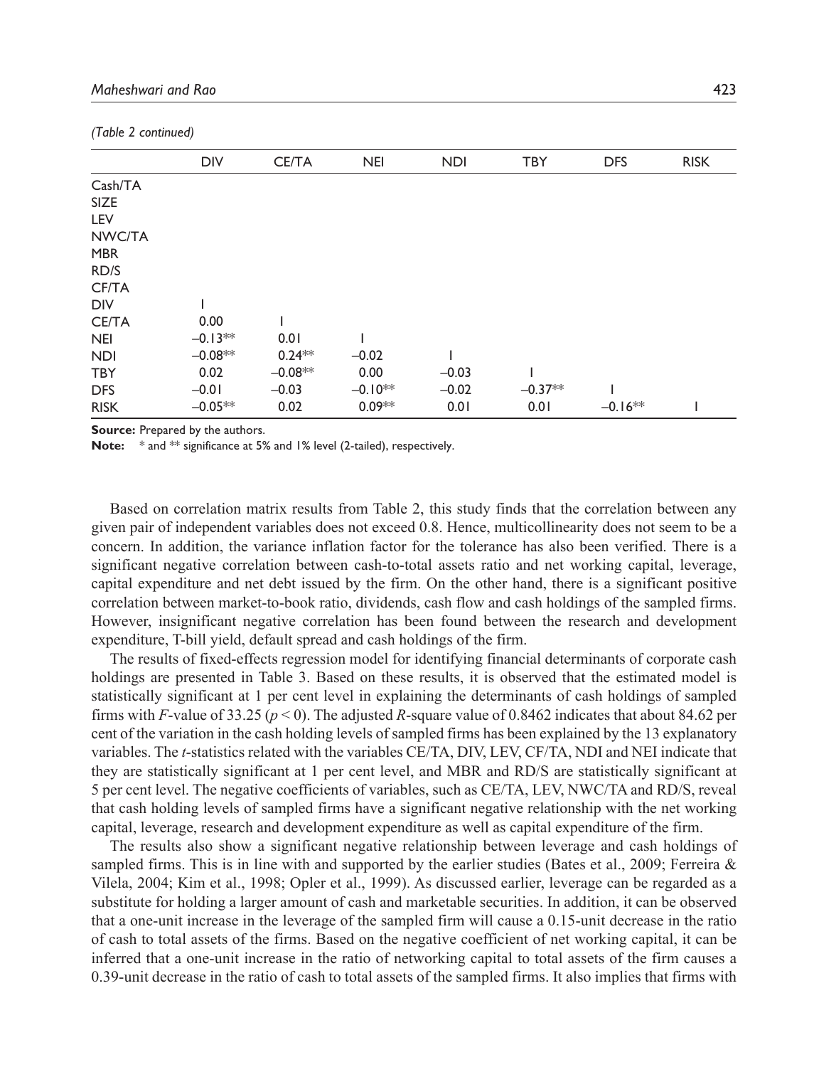*(Table 2 continued)*

| | DIV | CE/TA | NEI | NDI | TBY | DFS | RISK |
|---|---|---|---|---|---|---|---|
| Cash/TA | | | | | | | |
| SIZE | | | | | | | |
| LEV | | | | | | | |
| NWC/TA | | | | | | | |
| MBR | | | | | | | |
| RD/S | | | | | | | |
| CF/TA | | | | | | | |
| DIV | 1 | | | | | | |
| CE/TA | 0.00 | 1 | | | | | |
| NEI | –0.13** | 0.01 | 1 | | | | |
| NDI | –0.08** | 0.24** | –0.02 | 1 | | | |
| TBY | 0.02 | –0.08** | 0.00 | –0.03 | 1 | | |
| DFS | –0.01 | –0.03 | –0.10** | –0.02 | –0.37** | 1 | |
| RISK | –0.05** | 0.02 | 0.09** | 0.01 | 0.01 | –0.16** | 1 |

**Source:** Prepared by the authors.

**Note:** * and ** significance at 5% and 1% level (2-tailed), respectively.

Based on correlation matrix results from Table 2, this study finds that the correlation between any given pair of independent variables does not exceed 0.8. Hence, multicollinearity does not seem to be a concern. In addition, the variance inflation factor for the tolerance has also been verified. There is a significant negative correlation between cash-to-total assets ratio and net working capital, leverage, capital expenditure and net debt issued by the firm. On the other hand, there is a significant positive correlation between market-to-book ratio, dividends, cash flow and cash holdings of the sampled firms. However, insignificant negative correlation has been found between the research and development expenditure, T-bill yield, default spread and cash holdings of the firm.

The results of fixed-effects regression model for identifying financial determinants of corporate cash holdings are presented in Table 3. Based on these results, it is observed that the estimated model is statistically significant at 1 per cent level in explaining the determinants of cash holdings of sampled firms with *F*-value of 33.25 ($p < 0$). The adjusted *R*-square value of 0.8462 indicates that about 84.62 per cent of the variation in the cash holding levels of sampled firms has been explained by the 13 explanatory variables. The *t*-statistics related with the variables CE/TA, DIV, LEV, CF/TA, NDI and NEI indicate that they are statistically significant at 1 per cent level, and MBR and RD/S are statistically significant at 5 per cent level. The negative coefficients of variables, such as CE/TA, LEV, NWC/TA and RD/S, reveal that cash holding levels of sampled firms have a significant negative relationship with the net working capital, leverage, research and development expenditure as well as capital expenditure of the firm.

The results also show a significant negative relationship between leverage and cash holdings of sampled firms. This is in line with and supported by the earlier studies (Bates et al., 2009; Ferreira & Vilela, 2004; Kim et al., 1998; Opler et al., 1999). As discussed earlier, leverage can be regarded as a substitute for holding a larger amount of cash and marketable securities. In addition, it can be observed that a one-unit increase in the leverage of the sampled firm will cause a 0.15-unit decrease in the ratio of cash to total assets of the firms. Based on the negative coefficient of net working capital, it can be inferred that a one-unit increase in the ratio of networking capital to total assets of the firm causes a 0.39-unit decrease in the ratio of cash to total assets of the sampled firms. It also implies that firms with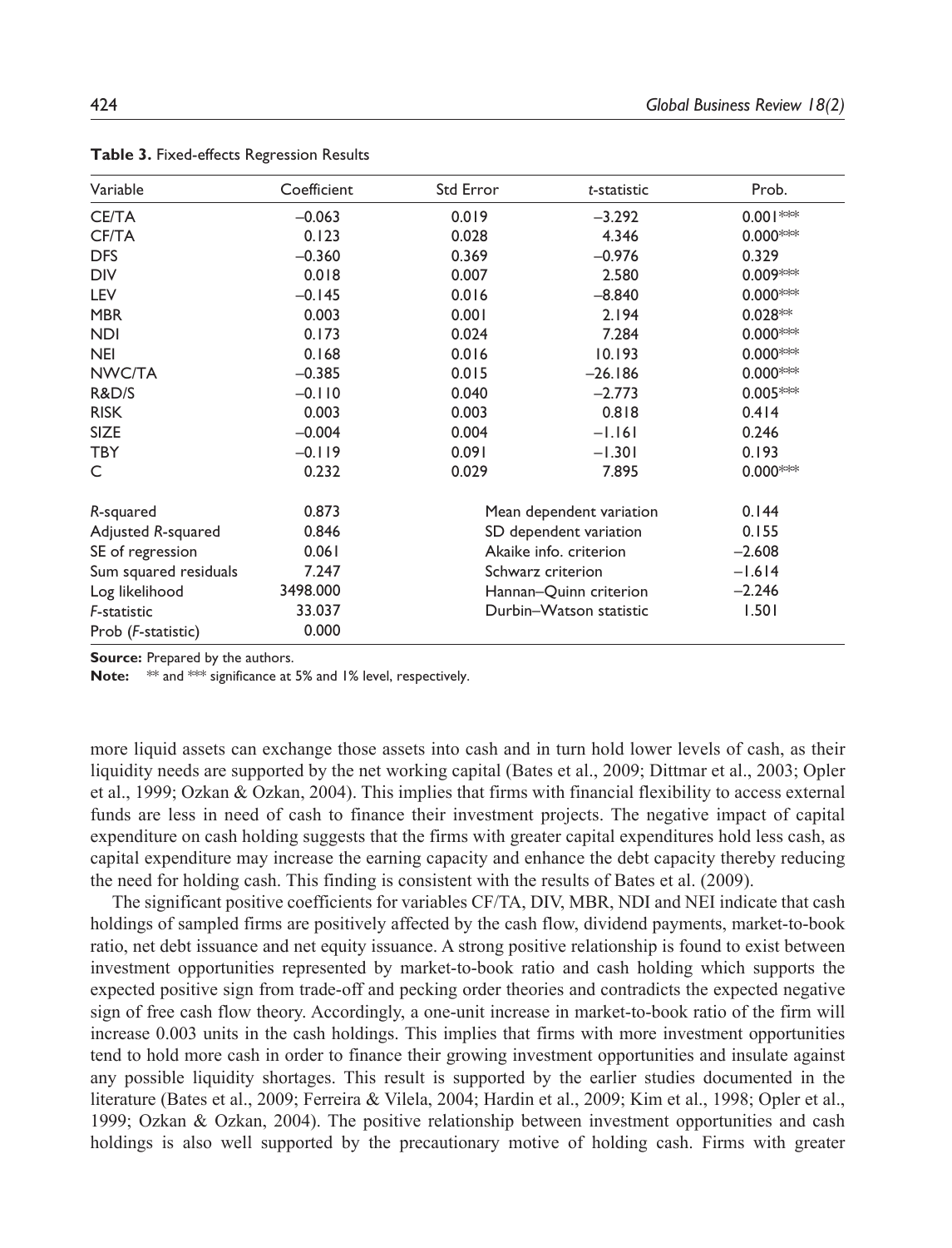**Table 3.** Fixed-effects Regression Results

| Variable | Coefficient | Std Error | *t*-statistic | Prob. |
|---|---|---|---|---|
| CE/TA | –0.063 | 0.019 | –3.292 | 0.001*** |
| CF/TA | 0.123 | 0.028 | 4.346 | 0.000*** |
| DFS | –0.360 | 0.369 | –0.976 | 0.329 |
| DIV | 0.018 | 0.007 | 2.580 | 0.009*** |
| LEV | –0.145 | 0.016 | –8.840 | 0.000*** |
| MBR | 0.003 | 0.001 | 2.194 | 0.028** |
| NDI | 0.173 | 0.024 | 7.284 | 0.000*** |
| NEI | 0.168 | 0.016 | 10.193 | 0.000*** |
| NWC/TA | –0.385 | 0.015 | –26.186 | 0.000*** |
| R&D/S | –0.110 | 0.040 | –2.773 | 0.005*** |
| RISK | 0.003 | 0.003 | 0.818 | 0.414 |
| SIZE | –0.004 | 0.004 | –1.161 | 0.246 |
| TBY | –0.119 | 0.091 | –1.301 | 0.193 |
| C | 0.232 | 0.029 | 7.895 | 0.000*** |
| *R*-squared | 0.873 | Mean dependent variation | | 0.144 |
| Adjusted *R*-squared | 0.846 | SD dependent variation | | 0.155 |
| SE of regression | 0.061 | Akaike info. criterion | | –2.608 |
| Sum squared residuals | 7.247 | Schwarz criterion | | –1.614 |
| Log likelihood | 3498.000 | Hannan–Quinn criterion | | –2.246 |
| *F*-statistic | 33.037 | Durbin–Watson statistic | | 1.501 |
| Prob (*F*-statistic) | 0.000 | | | |

**Source:** Prepared by the authors.

**Note:** ** and *** significance at 5% and 1% level, respectively.

more liquid assets can exchange those assets into cash and in turn hold lower levels of cash, as their liquidity needs are supported by the net working capital (Bates et al., 2009; Dittmar et al., 2003; Opler et al., 1999; Ozkan & Ozkan, 2004). This implies that firms with financial flexibility to access external funds are less in need of cash to finance their investment projects. The negative impact of capital expenditure on cash holding suggests that the firms with greater capital expenditures hold less cash, as capital expenditure may increase the earning capacity and enhance the debt capacity thereby reducing the need for holding cash. This finding is consistent with the results of Bates et al. (2009).

The significant positive coefficients for variables CF/TA, DIV, MBR, NDI and NEI indicate that cash holdings of sampled firms are positively affected by the cash flow, dividend payments, market-to-book ratio, net debt issuance and net equity issuance. A strong positive relationship is found to exist between investment opportunities represented by market-to-book ratio and cash holding which supports the expected positive sign from trade-off and pecking order theories and contradicts the expected negative sign of free cash flow theory. Accordingly, a one-unit increase in market-to-book ratio of the firm will increase 0.003 units in the cash holdings. This implies that firms with more investment opportunities tend to hold more cash in order to finance their growing investment opportunities and insulate against any possible liquidity shortages. This result is supported by the earlier studies documented in the literature (Bates et al., 2009; Ferreira & Vilela, 2004; Hardin et al., 2009; Kim et al., 1998; Opler et al., 1999; Ozkan & Ozkan, 2004). The positive relationship between investment opportunities and cash holdings is also well supported by the precautionary motive of holding cash. Firms with greater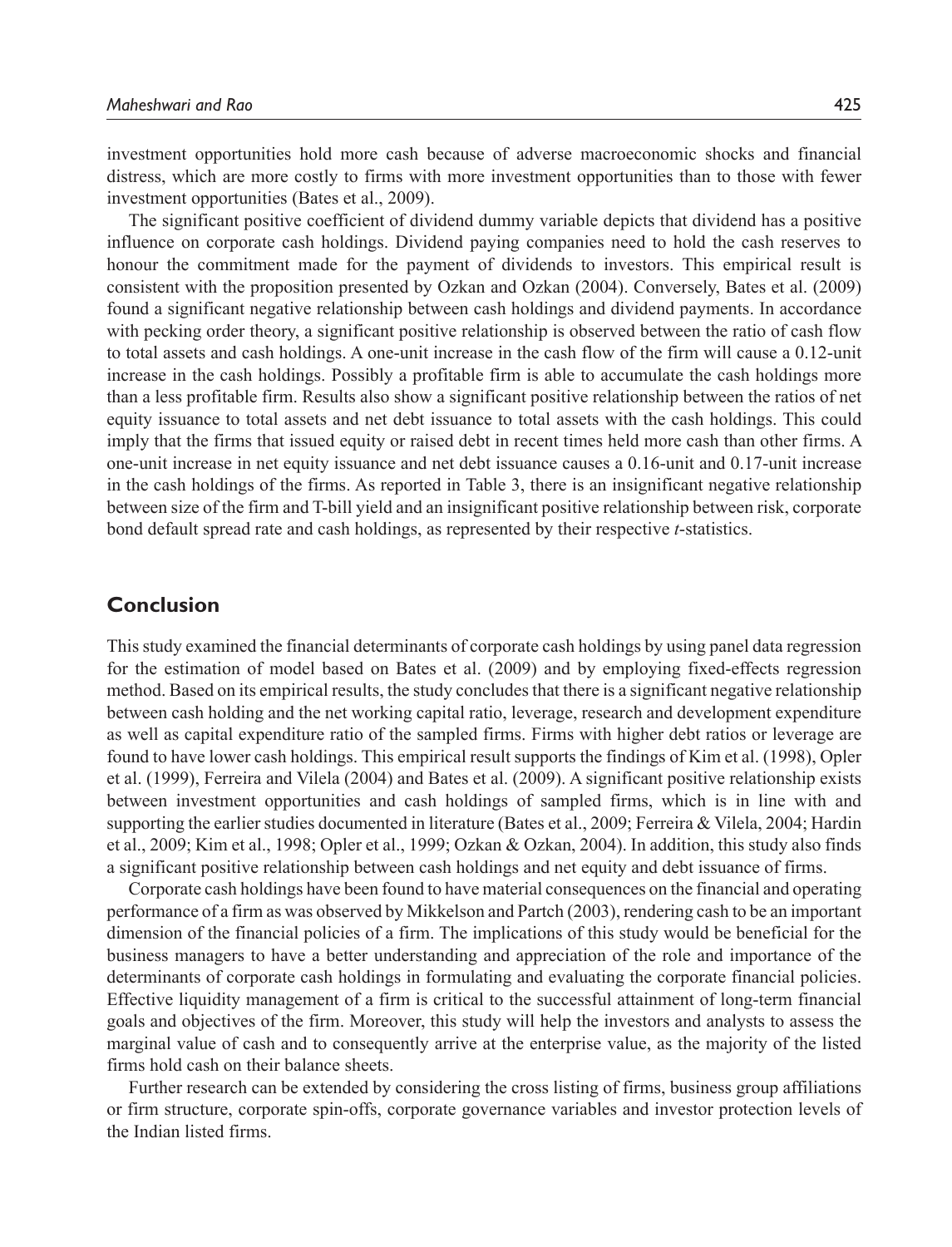investment opportunities hold more cash because of adverse macroeconomic shocks and financial distress, which are more costly to firms with more investment opportunities than to those with fewer investment opportunities (Bates et al., 2009).

The significant positive coefficient of dividend dummy variable depicts that dividend has a positive influence on corporate cash holdings. Dividend paying companies need to hold the cash reserves to honour the commitment made for the payment of dividends to investors. This empirical result is consistent with the proposition presented by Ozkan and Ozkan (2004). Conversely, Bates et al. (2009) found a significant negative relationship between cash holdings and dividend payments. In accordance with pecking order theory, a significant positive relationship is observed between the ratio of cash flow to total assets and cash holdings. A one-unit increase in the cash flow of the firm will cause a 0.12-unit increase in the cash holdings. Possibly a profitable firm is able to accumulate the cash holdings more than a less profitable firm. Results also show a significant positive relationship between the ratios of net equity issuance to total assets and net debt issuance to total assets with the cash holdings. This could imply that the firms that issued equity or raised debt in recent times held more cash than other firms. A one-unit increase in net equity issuance and net debt issuance causes a 0.16-unit and 0.17-unit increase in the cash holdings of the firms. As reported in Table 3, there is an insignificant negative relationship between size of the firm and T-bill yield and an insignificant positive relationship between risk, corporate bond default spread rate and cash holdings, as represented by their respective *t*-statistics.

## Conclusion

This study examined the financial determinants of corporate cash holdings by using panel data regression for the estimation of model based on Bates et al. (2009) and by employing fixed-effects regression method. Based on its empirical results, the study concludes that there is a significant negative relationship between cash holding and the net working capital ratio, leverage, research and development expenditure as well as capital expenditure ratio of the sampled firms. Firms with higher debt ratios or leverage are found to have lower cash holdings. This empirical result supports the findings of Kim et al. (1998), Opler et al. (1999), Ferreira and Vilela (2004) and Bates et al. (2009). A significant positive relationship exists between investment opportunities and cash holdings of sampled firms, which is in line with and supporting the earlier studies documented in literature (Bates et al., 2009; Ferreira & Vilela, 2004; Hardin et al., 2009; Kim et al., 1998; Opler et al., 1999; Ozkan & Ozkan, 2004). In addition, this study also finds a significant positive relationship between cash holdings and net equity and debt issuance of firms.

Corporate cash holdings have been found to have material consequences on the financial and operating performance of a firm as was observed by Mikkelson and Partch (2003), rendering cash to be an important dimension of the financial policies of a firm. The implications of this study would be beneficial for the business managers to have a better understanding and appreciation of the role and importance of the determinants of corporate cash holdings in formulating and evaluating the corporate financial policies. Effective liquidity management of a firm is critical to the successful attainment of long-term financial goals and objectives of the firm. Moreover, this study will help the investors and analysts to assess the marginal value of cash and to consequently arrive at the enterprise value, as the majority of the listed firms hold cash on their balance sheets.

Further research can be extended by considering the cross listing of firms, business group affiliations or firm structure, corporate spin-offs, corporate governance variables and investor protection levels of the Indian listed firms.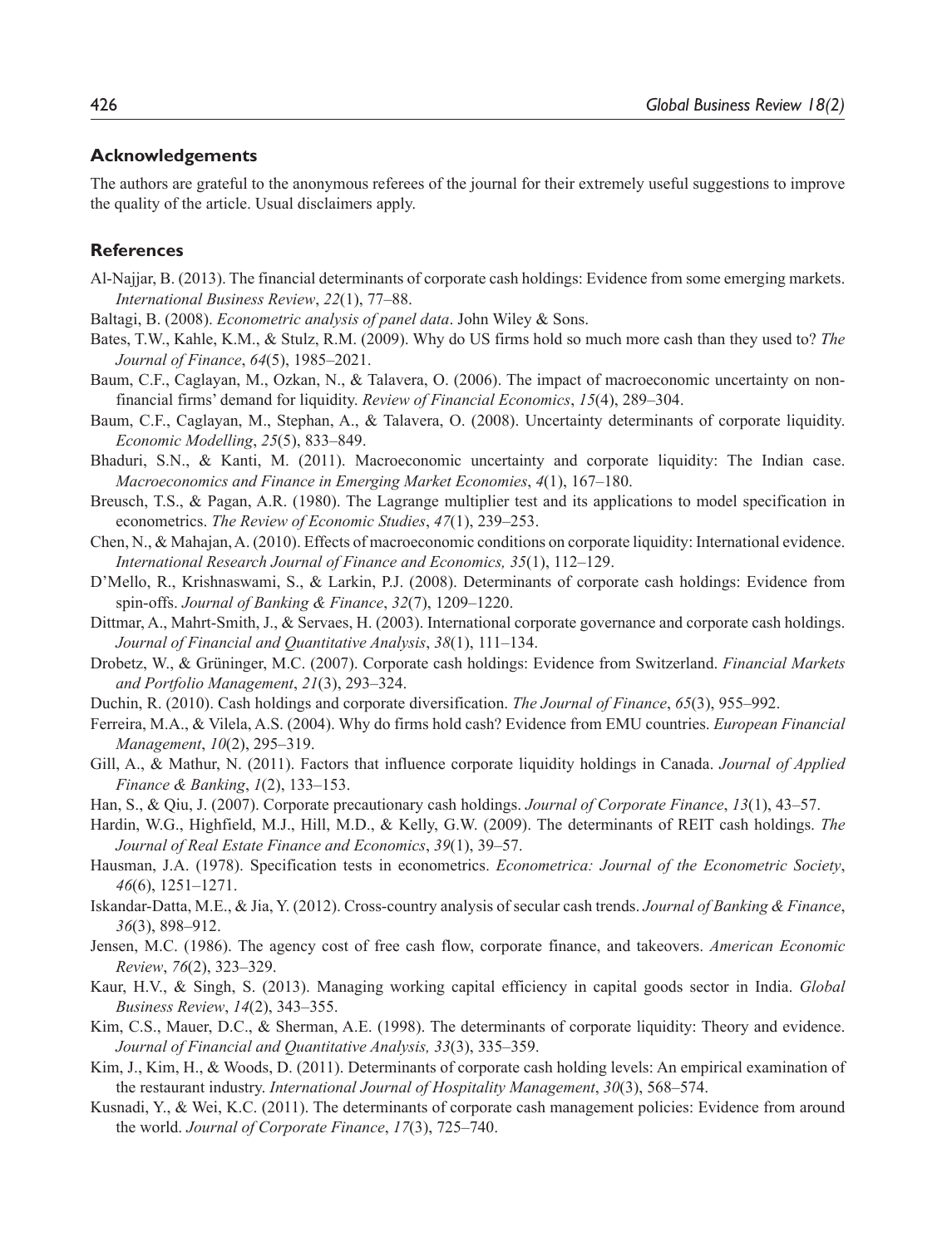## Acknowledgements

The authors are grateful to the anonymous referees of the journal for their extremely useful suggestions to improve the quality of the article. Usual disclaimers apply.

## References

Al-Najjar, B. (2013). The financial determinants of corporate cash holdings: Evidence from some emerging markets. *International Business Review*, *22*(1), 77–88.

Baltagi, B. (2008). *Econometric analysis of panel data*. John Wiley & Sons.

Bates, T.W., Kahle, K.M., & Stulz, R.M. (2009). Why do US firms hold so much more cash than they used to? *The Journal of Finance*, *64*(5), 1985–2021.

Baum, C.F., Caglayan, M., Ozkan, N., & Talavera, O. (2006). The impact of macroeconomic uncertainty on non-financial firms' demand for liquidity. *Review of Financial Economics*, *15*(4), 289–304.

Baum, C.F., Caglayan, M., Stephan, A., & Talavera, O. (2008). Uncertainty determinants of corporate liquidity. *Economic Modelling*, *25*(5), 833–849.

Bhaduri, S.N., & Kanti, M. (2011). Macroeconomic uncertainty and corporate liquidity: The Indian case. *Macroeconomics and Finance in Emerging Market Economies*, *4*(1), 167–180.

Breusch, T.S., & Pagan, A.R. (1980). The Lagrange multiplier test and its applications to model specification in econometrics. *The Review of Economic Studies*, *47*(1), 239–253.

Chen, N., & Mahajan, A. (2010). Effects of macroeconomic conditions on corporate liquidity: International evidence. *International Research Journal of Finance and Economics, 35*(1), 112–129.

D'Mello, R., Krishnaswami, S., & Larkin, P.J. (2008). Determinants of corporate cash holdings: Evidence from spin-offs. *Journal of Banking & Finance*, *32*(7), 1209–1220.

Dittmar, A., Mahrt-Smith, J., & Servaes, H. (2003). International corporate governance and corporate cash holdings. *Journal of Financial and Quantitative Analysis*, *38*(1), 111–134.

Drobetz, W., & Grüninger, M.C. (2007). Corporate cash holdings: Evidence from Switzerland. *Financial Markets and Portfolio Management*, *21*(3), 293–324.

Duchin, R. (2010). Cash holdings and corporate diversification. *The Journal of Finance*, *65*(3), 955–992.

Ferreira, M.A., & Vilela, A.S. (2004). Why do firms hold cash? Evidence from EMU countries. *European Financial Management*, *10*(2), 295–319.

Gill, A., & Mathur, N. (2011). Factors that influence corporate liquidity holdings in Canada. *Journal of Applied Finance & Banking*, *1*(2), 133–153.

Han, S., & Qiu, J. (2007). Corporate precautionary cash holdings. *Journal of Corporate Finance*, *13*(1), 43–57.

Hardin, W.G., Highfield, M.J., Hill, M.D., & Kelly, G.W. (2009). The determinants of REIT cash holdings. *The Journal of Real Estate Finance and Economics*, *39*(1), 39–57.

Hausman, J.A. (1978). Specification tests in econometrics. *Econometrica: Journal of the Econometric Society*, *46*(6), 1251–1271.

Iskandar-Datta, M.E., & Jia, Y. (2012). Cross-country analysis of secular cash trends. *Journal of Banking & Finance*, *36*(3), 898–912.

Jensen, M.C. (1986). The agency cost of free cash flow, corporate finance, and takeovers. *American Economic Review*, *76*(2), 323–329.

Kaur, H.V., & Singh, S. (2013). Managing working capital efficiency in capital goods sector in India. *Global Business Review*, *14*(2), 343–355.

Kim, C.S., Mauer, D.C., & Sherman, A.E. (1998). The determinants of corporate liquidity: Theory and evidence. *Journal of Financial and Quantitative Analysis, 33*(3), 335–359.

Kim, J., Kim, H., & Woods, D. (2011). Determinants of corporate cash holding levels: An empirical examination of the restaurant industry. *International Journal of Hospitality Management*, *30*(3), 568–574.

Kusnadi, Y., & Wei, K.C. (2011). The determinants of corporate cash management policies: Evidence from around the world. *Journal of Corporate Finance*, *17*(3), 725–740.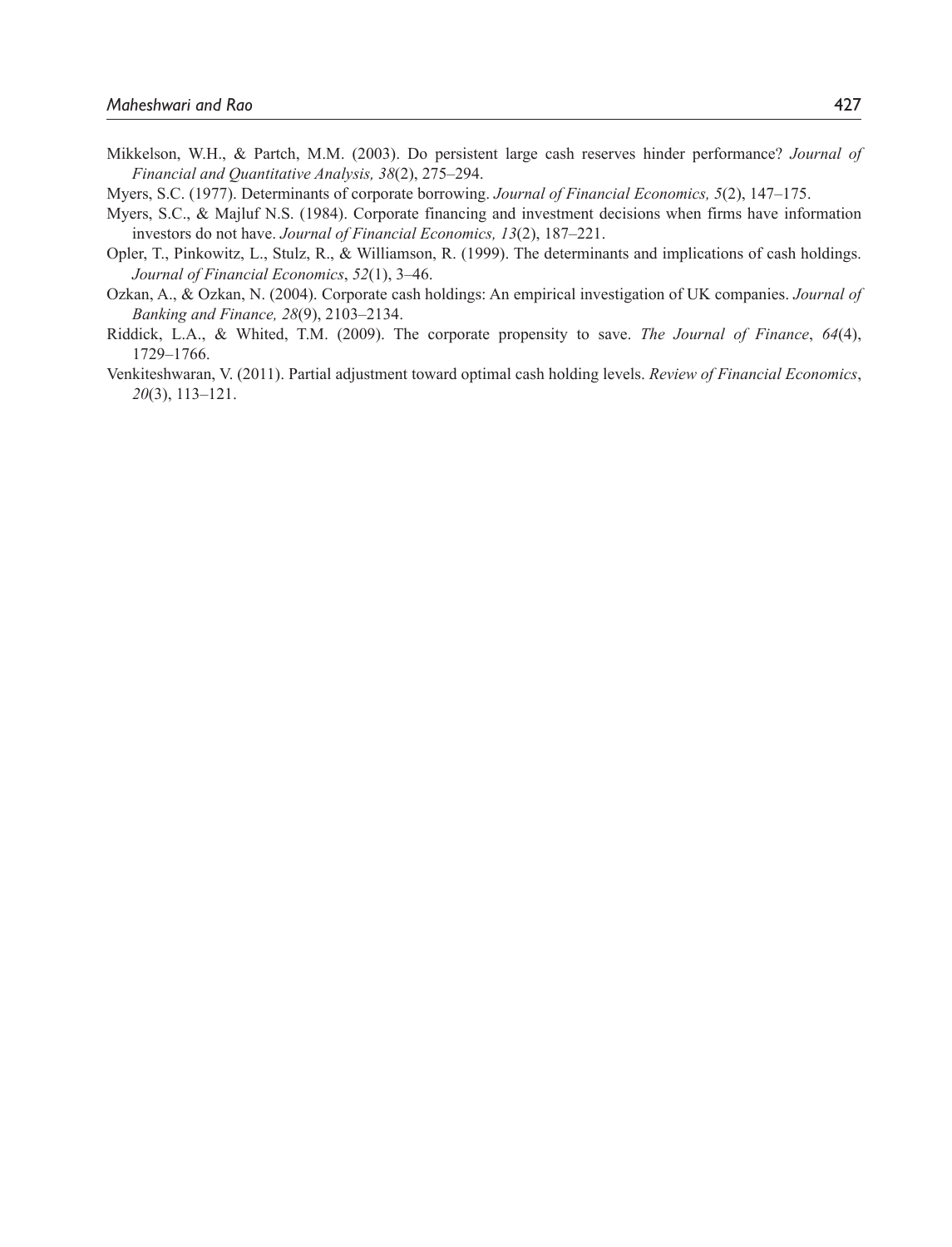Mikkelson, W.H., & Partch, M.M. (2003). Do persistent large cash reserves hinder performance? *Journal of Financial and Quantitative Analysis, 38*(2), 275–294.

Myers, S.C. (1977). Determinants of corporate borrowing. *Journal of Financial Economics, 5*(2), 147–175.

Myers, S.C., & Majluf N.S. (1984). Corporate financing and investment decisions when firms have information investors do not have. *Journal of Financial Economics, 13*(2), 187–221.

Opler, T., Pinkowitz, L., Stulz, R., & Williamson, R. (1999). The determinants and implications of cash holdings. *Journal of Financial Economics*, *52*(1), 3–46.

Ozkan, A., & Ozkan, N. (2004). Corporate cash holdings: An empirical investigation of UK companies. *Journal of Banking and Finance, 28*(9), 2103–2134.

Riddick, L.A., & Whited, T.M. (2009). The corporate propensity to save. *The Journal of Finance*, *64*(4), 1729–1766.

Venkiteshwaran, V. (2011). Partial adjustment toward optimal cash holding levels. *Review of Financial Economics*, *20*(3), 113–121.